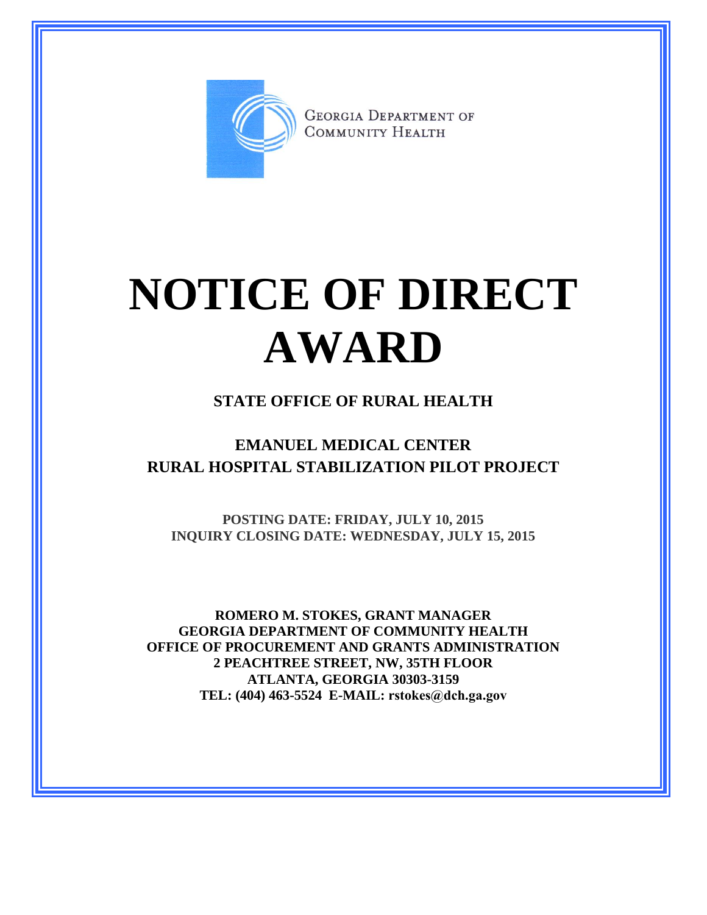GEORGIA DEPARTMENT OF COMMUNITY HEALTH

# NOTICE OF DIRECT AWARD

**STATE OFFICE OF RURAL HEALTH**

## EMANUEL MEDICAL CENTER RURAL HOSPITAL STABILIZATION PILOT PROJECT

**POSTING DATE: FRIDAY, JULY 10, 2015**
**INQUIRY CLOSING DATE: WEDNESDAY, JULY 15, 2015**

**ROMERO M. STOKES, GRANT MANAGER**
**GEORGIA DEPARTMENT OF COMMUNITY HEALTH**
**OFFICE OF PROCUREMENT AND GRANTS ADMINISTRATION**
**2 PEACHTREE STREET, NW, 35TH FLOOR**
**ATLANTA, GEORGIA 30303-3159**
**TEL: (404) 463-5524 E-MAIL: rstokes@dch.ga.gov**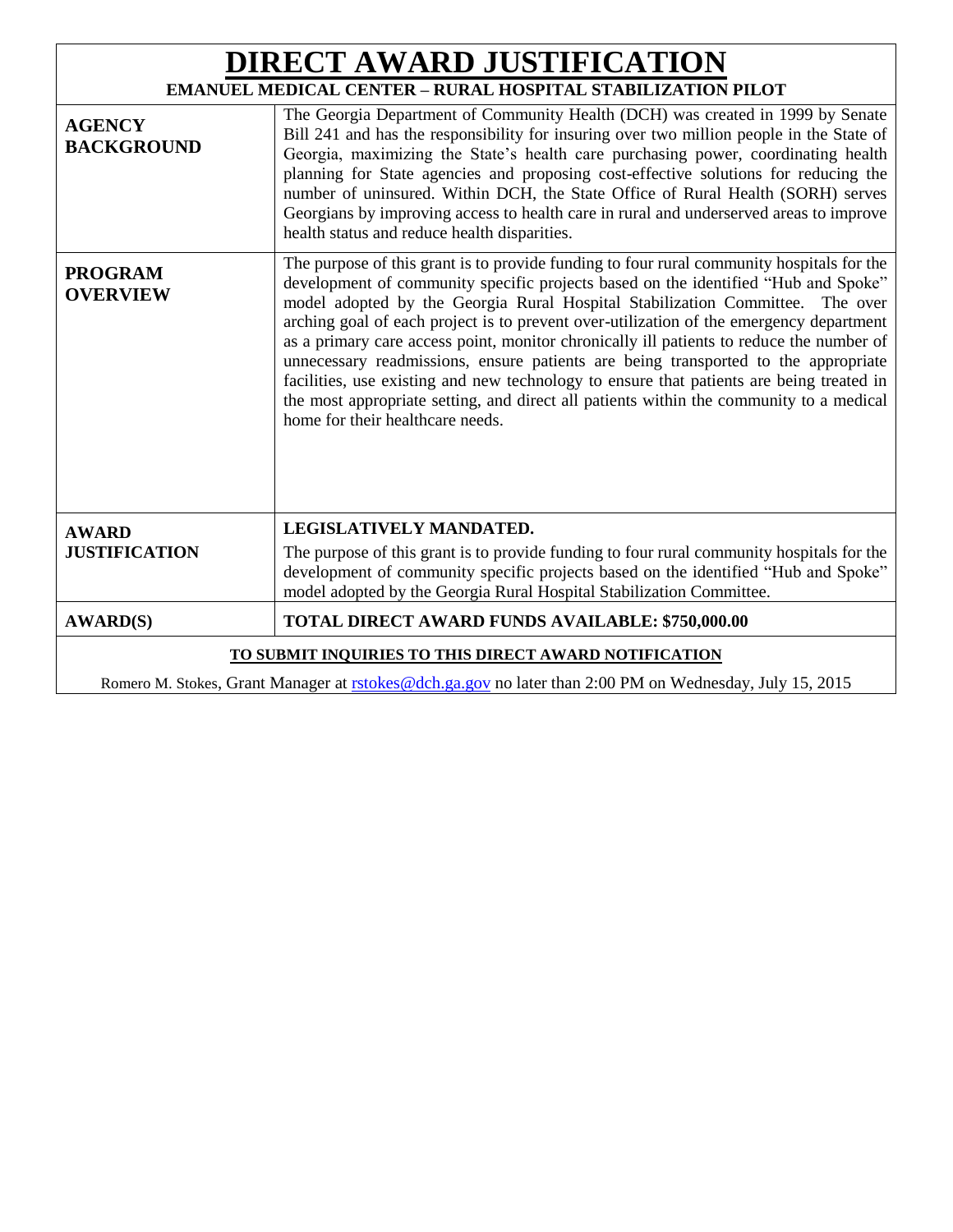# DIRECT AWARD JUSTIFICATION

## EMANUEL MEDICAL CENTER – RURAL HOSPITAL STABILIZATION PILOT

| | |
|---|---|
| **AGENCY BACKGROUND** | The Georgia Department of Community Health (DCH) was created in 1999 by Senate Bill 241 and has the responsibility for insuring over two million people in the State of Georgia, maximizing the State's health care purchasing power, coordinating health planning for State agencies and proposing cost-effective solutions for reducing the number of uninsured. Within DCH, the State Office of Rural Health (SORH) serves Georgians by improving access to health care in rural and underserved areas to improve health status and reduce health disparities. |
| **PROGRAM OVERVIEW** | The purpose of this grant is to provide funding to four rural community hospitals for the development of community specific projects based on the identified "Hub and Spoke" model adopted by the Georgia Rural Hospital Stabilization Committee. The over arching goal of each project is to prevent over-utilization of the emergency department as a primary care access point, monitor chronically ill patients to reduce the number of unnecessary readmissions, ensure patients are being transported to the appropriate facilities, use existing and new technology to ensure that patients are being treated in the most appropriate setting, and direct all patients within the community to a medical home for their healthcare needs. |
| **AWARD JUSTIFICATION** | **LEGISLATIVELY MANDATED.** The purpose of this grant is to provide funding to four rural community hospitals for the development of community specific projects based on the identified "Hub and Spoke" model adopted by the Georgia Rural Hospital Stabilization Committee. |
| **AWARD(S)** | **TOTAL DIRECT AWARD FUNDS AVAILABLE: $750,000.00** |

**TO SUBMIT INQUIRIES TO THIS DIRECT AWARD NOTIFICATION**

Romero M. Stokes, Grant Manager at rstokes@dch.ga.gov no later than 2:00 PM on Wednesday, July 15, 2015